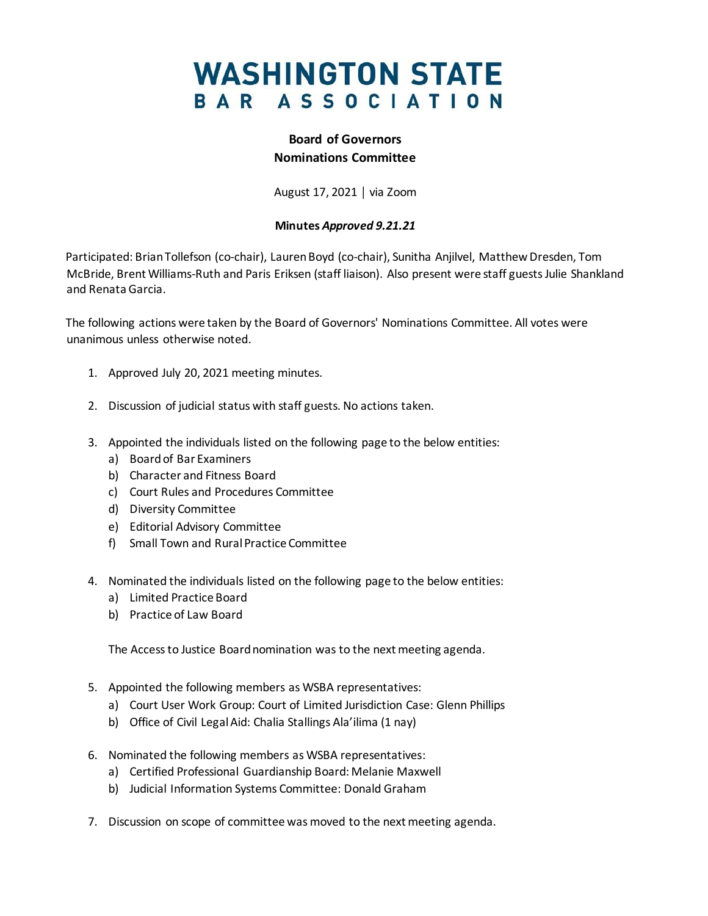# WASHINGTON STATE BAR ASSOCIATION

**Board of Governors**
**Nominations Committee**

August 17, 2021 | via Zoom

**Minutes *Approved 9.21.21***

Participated: Brian Tollefson (co-chair), Lauren Boyd (co-chair), Sunitha Anjilvel, Matthew Dresden, Tom McBride, Brent Williams-Ruth and Paris Eriksen (staff liaison). Also present were staff guests Julie Shankland and Renata Garcia.

The following actions were taken by the Board of Governors' Nominations Committee. All votes were unanimous unless otherwise noted.

1. Approved July 20, 2021 meeting minutes.

2. Discussion of judicial status with staff guests. No actions taken.

3. Appointed the individuals listed on the following page to the below entities:
   a) Board of Bar Examiners
   b) Character and Fitness Board
   c) Court Rules and Procedures Committee
   d) Diversity Committee
   e) Editorial Advisory Committee
   f) Small Town and Rural Practice Committee

4. Nominated the individuals listed on the following page to the below entities:
   a) Limited Practice Board
   b) Practice of Law Board

   The Access to Justice Board nomination was to the next meeting agenda.

5. Appointed the following members as WSBA representatives:
   a) Court User Work Group: Court of Limited Jurisdiction Case: Glenn Phillips
   b) Office of Civil Legal Aid: Chalia Stallings Ala'ilima (1 nay)

6. Nominated the following members as WSBA representatives:
   a) Certified Professional Guardianship Board: Melanie Maxwell
   b) Judicial Information Systems Committee: Donald Graham

7. Discussion on scope of committee was moved to the next meeting agenda.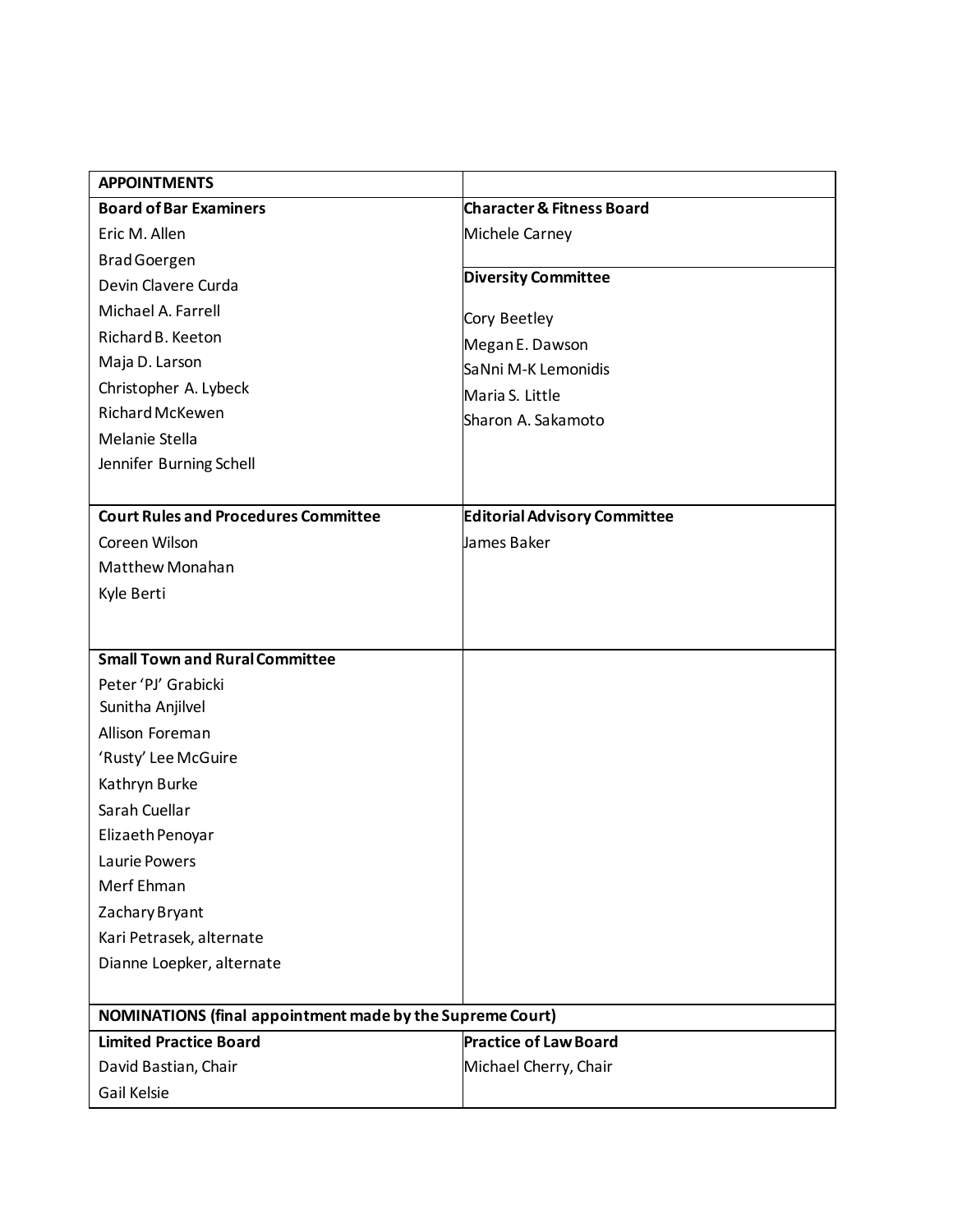| APPOINTMENTS | |
|---|---|
| **Board of Bar Examiners** | **Character & Fitness Board** |
| Eric M. Allen<br>Brad Goergen<br>Devin Clavere Curda<br>Michael A. Farrell<br>Richard B. Keeton<br>Maja D. Larson<br>Christopher A. Lybeck<br>Richard McKewen<br>Melanie Stella<br>Jennifer Burning Schell | Michele Carney<br><br>**Diversity Committee**<br>Cory Beetley<br>Megan E. Dawson<br>SaNni M-K Lemonidis<br>Maria S. Little<br>Sharon A. Sakamoto |
| **Court Rules and Procedures Committee** | **Editorial Advisory Committee** |
| Coreen Wilson<br>Matthew Monahan<br>Kyle Berti | James Baker |
| **Small Town and Rural Committee** | |
| Peter 'PJ' Grabicki<br>Sunitha Anjilvel<br>Allison Foreman<br>'Rusty' Lee McGuire<br>Kathryn Burke<br>Sarah Cuellar<br>Elizaeth Penoyar<br>Laurie Powers<br>Merf Ehman<br>Zachary Bryant<br>Kari Petrasek, alternate<br>Dianne Loepker, alternate | |
| **NOMINATIONS (final appointment made by the Supreme Court)** | |
| **Limited Practice Board** | **Practice of Law Board** |
| David Bastian, Chair<br>Gail Kelsie | Michael Cherry, Chair |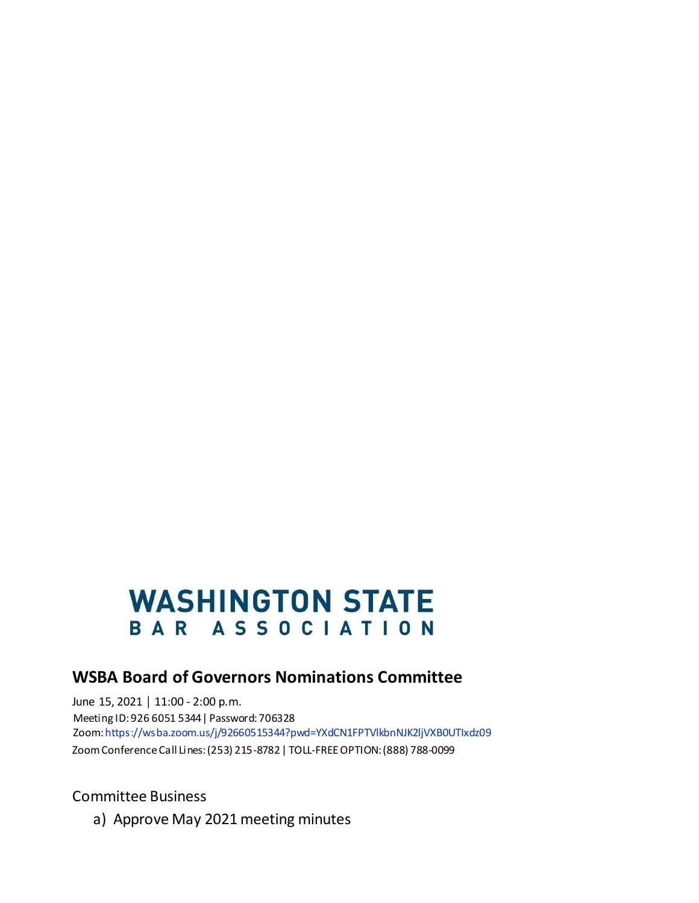WASHINGTON STATE
BAR ASSOCIATION

## WSBA Board of Governors Nominations Committee

June 15, 2021 | 11:00 - 2:00 p.m.
Meeting ID: 926 6051 5344 | Password: 706328
Zoom: https://wsba.zoom.us/j/92660515344?pwd=YXdCN1FPTVlkbnNJK2ljVXB0UTIxdz09
Zoom Conference Call Lines: (253) 215-8782 | TOLL-FREE OPTION: (888) 788-0099

Committee Business

a) Approve May 2021 meeting minutes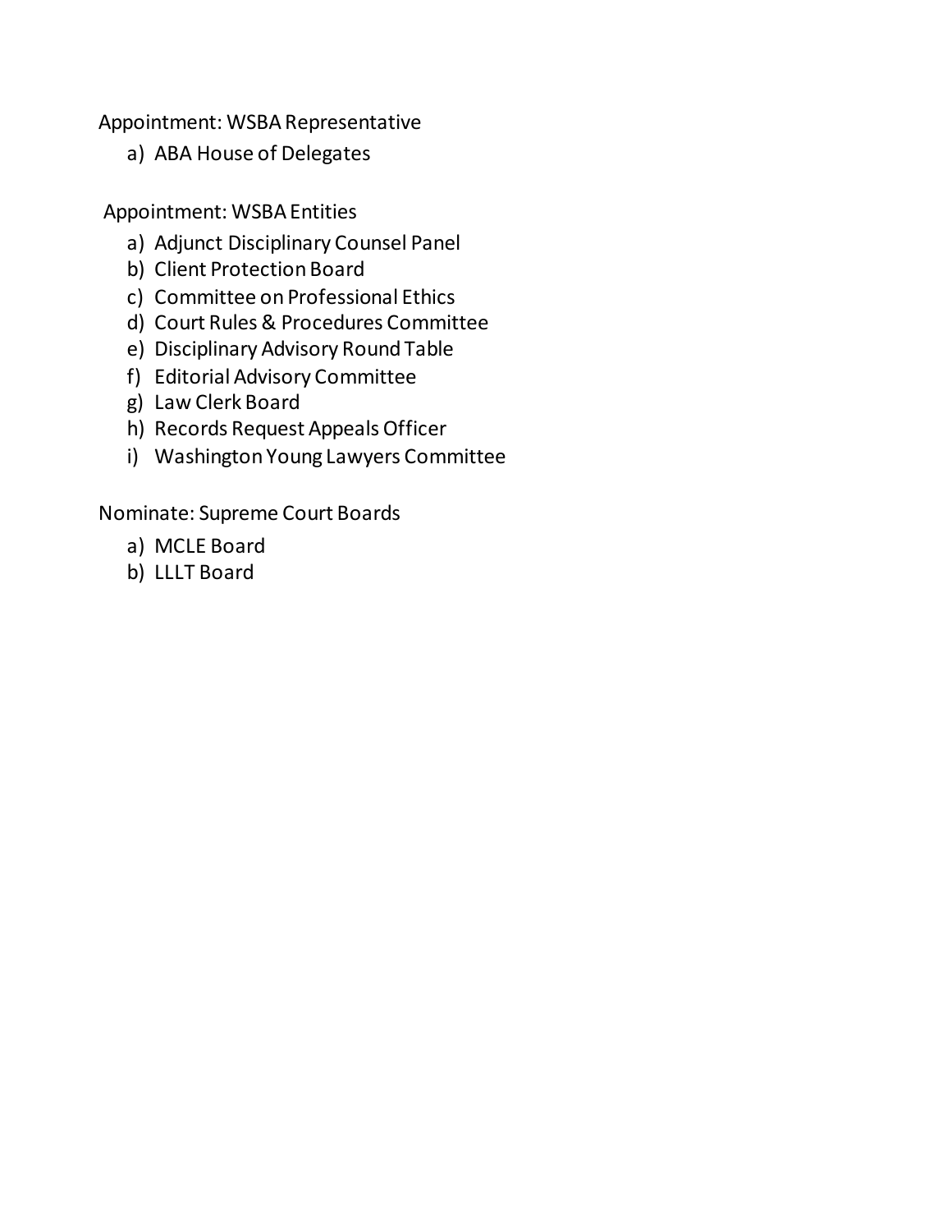Appointment: WSBA Representative

a) ABA House of Delegates

Appointment: WSBA Entities

a) Adjunct Disciplinary Counsel Panel
b) Client Protection Board
c) Committee on Professional Ethics
d) Court Rules & Procedures Committee
e) Disciplinary Advisory Round Table
f) Editorial Advisory Committee
g) Law Clerk Board
h) Records Request Appeals Officer
i) Washington Young Lawyers Committee

Nominate: Supreme Court Boards

a) MCLE Board
b) LLLT Board